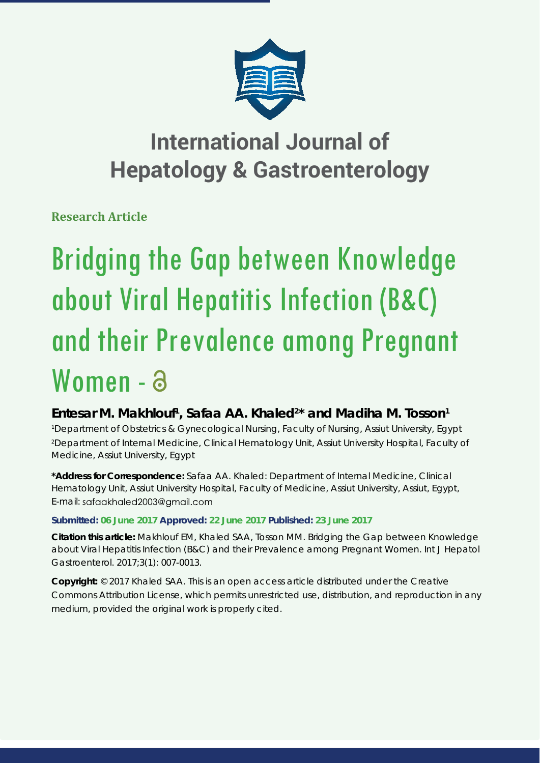# International Journal of Hepatology & Gastroenterology

**Research Article**

# Bridging the Gap between Knowledge about Viral Hepatitis Infection (B&C) and their Prevalence among Pregnant Women -

**Entesar M. Makhlouf[1], Safaa AA. Khaled[2]* and Madiha M. Tosson[1]**

[1]Department of Obstetrics & Gynecological Nursing, Faculty of Nursing, Assiut University, Egypt
[2]Department of Internal Medicine, Clinical Hematology Unit, Assiut University Hospital, Faculty of Medicine, Assiut University, Egypt

**\*Address for Correspondence:** Safaa AA. Khaled: Department of Internal Medicine, Clinical Hematology Unit, Assiut University Hospital, Faculty of Medicine, Assiut University, Assiut, Egypt, E-mail: safaakhaled2003@gmail.com

**Submitted: 06 June 2017 Approved: 22 June 2017 Published: 23 June 2017**

**Citation this article:** Makhlouf EM, Khaled SAA, Tosson MM. Bridging the Gap between Knowledge about Viral Hepatitis Infection (B&C) and their Prevalence among Pregnant Women. Int J Hepatol Gastroenterol. 2017;3(1): 007-0013.

**Copyright:** © 2017 Khaled SAA. This is an open access article distributed under the Creative Commons Attribution License, which permits unrestricted use, distribution, and reproduction in any medium, provided the original work is properly cited.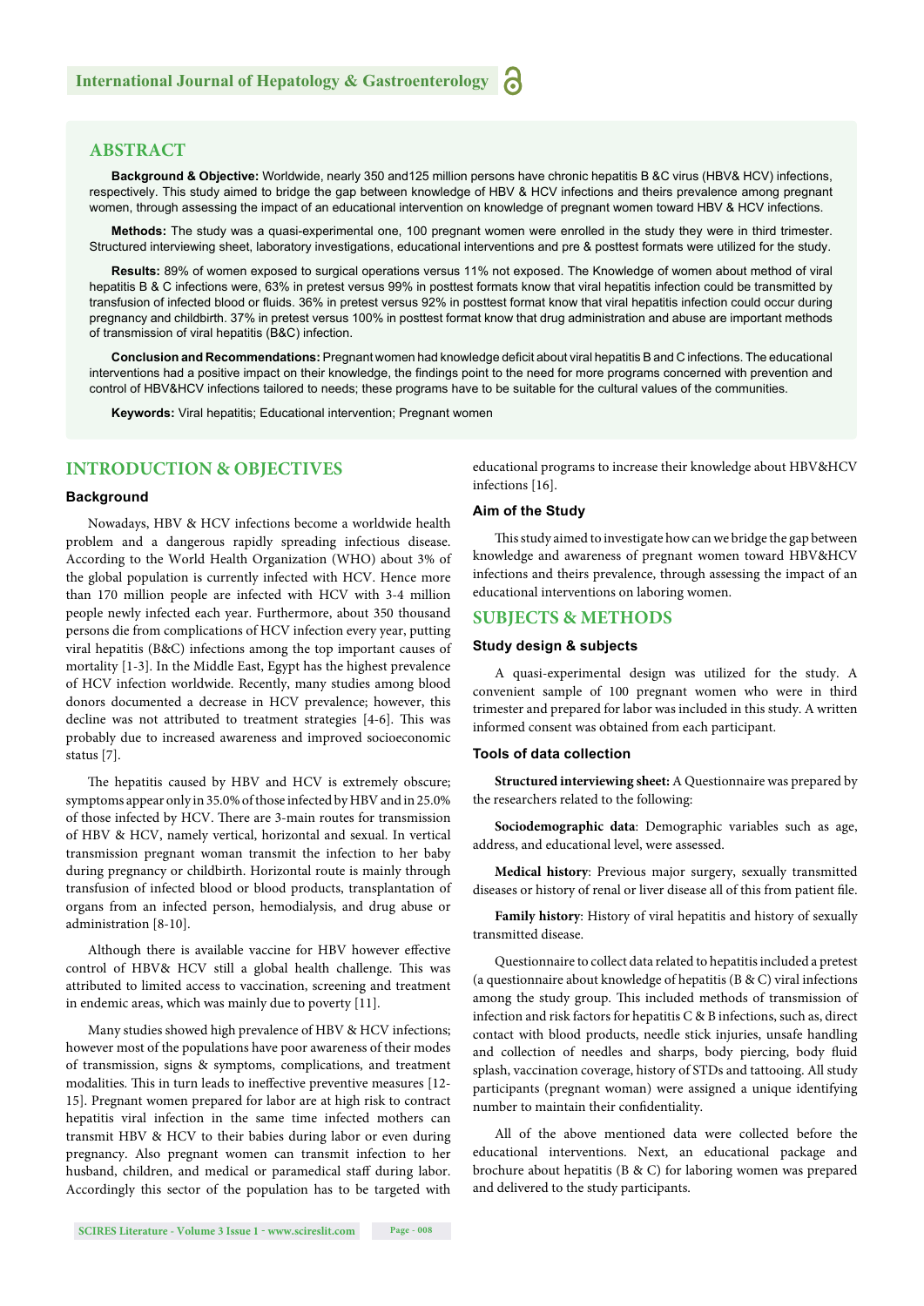## ABSTRACT

**Background & Objective:** Worldwide, nearly 350 and125 million persons have chronic hepatitis B &C virus (HBV& HCV) infections, respectively. This study aimed to bridge the gap between knowledge of HBV & HCV infections and theirs prevalence among pregnant women, through assessing the impact of an educational intervention on knowledge of pregnant women toward HBV & HCV infections.

**Methods:** The study was a quasi-experimental one, 100 pregnant women were enrolled in the study they were in third trimester. Structured interviewing sheet, laboratory investigations, educational interventions and pre & posttest formats were utilized for the study.

**Results:** 89% of women exposed to surgical operations versus 11% not exposed. The Knowledge of women about method of viral hepatitis B & C infections were, 63% in pretest versus 99% in posttest formats know that viral hepatitis infection could be transmitted by transfusion of infected blood or fluids. 36% in pretest versus 92% in posttest format know that viral hepatitis infection could occur during pregnancy and childbirth. 37% in pretest versus 100% in posttest format know that drug administration and abuse are important methods of transmission of viral hepatitis (B&C) infection.

**Conclusion and Recommendations:** Pregnant women had knowledge deficit about viral hepatitis B and C infections. The educational interventions had a positive impact on their knowledge, the findings point to the need for more programs concerned with prevention and control of HBV&HCV infections tailored to needs; these programs have to be suitable for the cultural values of the communities.

**Keywords:** Viral hepatitis; Educational intervention; Pregnant women

## INTRODUCTION & OBJECTIVES

### Background

Nowadays, HBV & HCV infections become a worldwide health problem and a dangerous rapidly spreading infectious disease. According to the World Health Organization (WHO) about 3% of the global population is currently infected with HCV. Hence more than 170 million people are infected with HCV with 3-4 million people newly infected each year. Furthermore, about 350 thousand persons die from complications of HCV infection every year, putting viral hepatitis (B&C) infections among the top important causes of mortality [1-3]. In the Middle East, Egypt has the highest prevalence of HCV infection worldwide. Recently, many studies among blood donors documented a decrease in HCV prevalence; however, this decline was not attributed to treatment strategies [4-6]. This was probably due to increased awareness and improved socioeconomic status [7].

The hepatitis caused by HBV and HCV is extremely obscure; symptoms appear only in 35.0% of those infected by HBV and in 25.0% of those infected by HCV. There are 3-main routes for transmission of HBV & HCV, namely vertical, horizontal and sexual. In vertical transmission pregnant woman transmit the infection to her baby during pregnancy or childbirth. Horizontal route is mainly through transfusion of infected blood or blood products, transplantation of organs from an infected person, hemodialysis, and drug abuse or administration [8-10].

Although there is available vaccine for HBV however effective control of HBV& HCV still a global health challenge. This was attributed to limited access to vaccination, screening and treatment in endemic areas, which was mainly due to poverty [11].

Many studies showed high prevalence of HBV & HCV infections; however most of the populations have poor awareness of their modes of transmission, signs & symptoms, complications, and treatment modalities. This in turn leads to ineffective preventive measures [12-15]. Pregnant women prepared for labor are at high risk to contract hepatitis viral infection in the same time infected mothers can transmit HBV & HCV to their babies during labor or even during pregnancy. Also pregnant women can transmit infection to her husband, children, and medical or paramedical staff during labor. Accordingly this sector of the population has to be targeted with educational programs to increase their knowledge about HBV&HCV infections [16].

### Aim of the Study

This study aimed to investigate how can we bridge the gap between knowledge and awareness of pregnant women toward HBV&HCV infections and theirs prevalence, through assessing the impact of an educational interventions on laboring women.

## SUBJECTS & METHODS

### Study design & subjects

A quasi-experimental design was utilized for the study. A convenient sample of 100 pregnant women who were in third trimester and prepared for labor was included in this study. A written informed consent was obtained from each participant.

### Tools of data collection

**Structured interviewing sheet:** A Questionnaire was prepared by the researchers related to the following:

**Sociodemographic data**: Demographic variables such as age, address, and educational level, were assessed.

**Medical history**: Previous major surgery, sexually transmitted diseases or history of renal or liver disease all of this from patient file.

**Family history**: History of viral hepatitis and history of sexually transmitted disease.

Questionnaire to collect data related to hepatitis included a pretest (a questionnaire about knowledge of hepatitis (B & C) viral infections among the study group. This included methods of transmission of infection and risk factors for hepatitis C & B infections, such as, direct contact with blood products, needle stick injuries, unsafe handling and collection of needles and sharps, body piercing, body fluid splash, vaccination coverage, history of STDs and tattooing. All study participants (pregnant woman) were assigned a unique identifying number to maintain their confidentiality.

All of the above mentioned data were collected before the educational interventions. Next, an educational package and brochure about hepatitis (B & C) for laboring women was prepared and delivered to the study participants.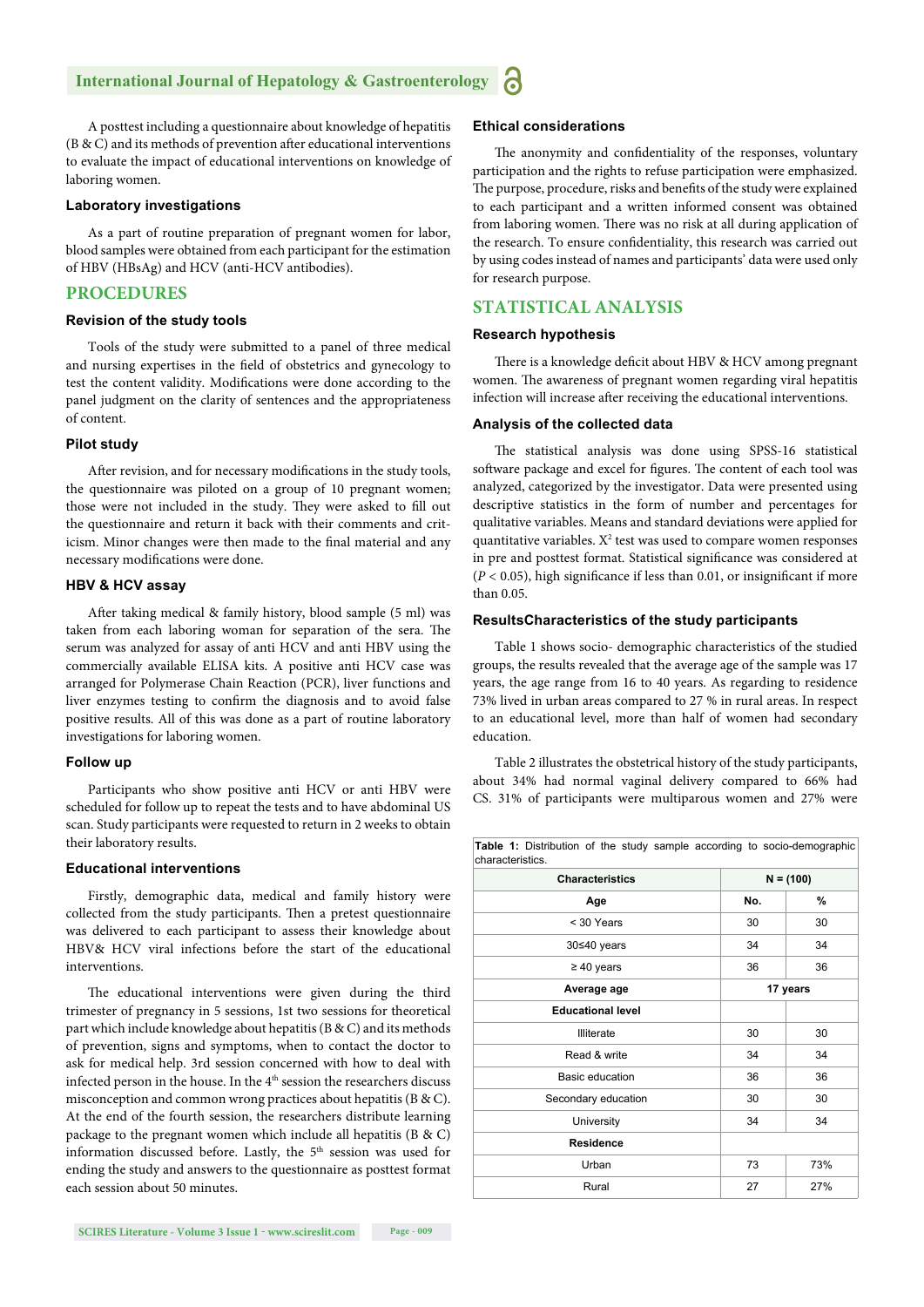A posttest including a questionnaire about knowledge of hepatitis (B & C) and its methods of prevention after educational interventions to evaluate the impact of educational interventions on knowledge of laboring women.

### Laboratory investigations

As a part of routine preparation of pregnant women for labor, blood samples were obtained from each participant for the estimation of HBV (HBsAg) and HCV (anti-HCV antibodies).

## PROCEDURES

### Revision of the study tools

Tools of the study were submitted to a panel of three medical and nursing expertises in the field of obstetrics and gynecology to test the content validity. Modifications were done according to the panel judgment on the clarity of sentences and the appropriateness of content.

### Pilot study

After revision, and for necessary modifications in the study tools, the questionnaire was piloted on a group of 10 pregnant women; those were not included in the study. They were asked to fill out the questionnaire and return it back with their comments and criticism. Minor changes were then made to the final material and any necessary modifications were done.

### HBV & HCV assay

After taking medical & family history, blood sample (5 ml) was taken from each laboring woman for separation of the sera. The serum was analyzed for assay of anti HCV and anti HBV using the commercially available ELISA kits. A positive anti HCV case was arranged for Polymerase Chain Reaction (PCR), liver functions and liver enzymes testing to confirm the diagnosis and to avoid false positive results. All of this was done as a part of routine laboratory investigations for laboring women.

### Follow up

Participants who show positive anti HCV or anti HBV were scheduled for follow up to repeat the tests and to have abdominal US scan. Study participants were requested to return in 2 weeks to obtain their laboratory results.

### Educational interventions

Firstly, demographic data, medical and family history were collected from the study participants. Then a pretest questionnaire was delivered to each participant to assess their knowledge about HBV& HCV viral infections before the start of the educational interventions.

The educational interventions were given during the third trimester of pregnancy in 5 sessions, 1st two sessions for theoretical part which include knowledge about hepatitis (B & C) and its methods of prevention, signs and symptoms, when to contact the doctor to ask for medical help. 3rd session concerned with how to deal with infected person in the house. In the 4th session the researchers discuss misconception and common wrong practices about hepatitis (B & C). At the end of the fourth session, the researchers distribute learning package to the pregnant women which include all hepatitis (B & C) information discussed before. Lastly, the 5th session was used for ending the study and answers to the questionnaire as posttest format each session about 50 minutes.

### Ethical considerations

The anonymity and confidentiality of the responses, voluntary participation and the rights to refuse participation were emphasized. The purpose, procedure, risks and benefits of the study were explained to each participant and a written informed consent was obtained from laboring women. There was no risk at all during application of the research. To ensure confidentiality, this research was carried out by using codes instead of names and participants' data were used only for research purpose.

## STATISTICAL ANALYSIS

### Research hypothesis

There is a knowledge deficit about HBV & HCV among pregnant women. The awareness of pregnant women regarding viral hepatitis infection will increase after receiving the educational interventions.

### Analysis of the collected data

The statistical analysis was done using SPSS-16 statistical software package and excel for figures. The content of each tool was analyzed, categorized by the investigator. Data were presented using descriptive statistics in the form of number and percentages for qualitative variables. Means and standard deviations were applied for quantitative variables. $X^2$ test was used to compare women responses in pre and posttest format. Statistical significance was considered at ($P < 0.05$), high significance if less than 0.01, or insignificant if more than 0.05.

### ResultsCharacteristics of the study participants

Table 1 shows socio- demographic characteristics of the studied groups, the results revealed that the average age of the sample was 17 years, the age range from 16 to 40 years. As regarding to residence 73% lived in urban areas compared to 27 % in rural areas. In respect to an educational level, more than half of women had secondary education.

Table 2 illustrates the obstetrical history of the study participants, about 34% had normal vaginal delivery compared to 66% had CS. 31% of participants were multiparous women and 27% were

**Table 1:** Distribution of the study sample according to socio-demographic characteristics.

| Characteristics | N = (100) | |
|---|---|---|
| **Age** | **No.** | **%** |
| < 30 Years | 30 | 30 |
| 30≤40 years | 34 | 34 |
| ≥ 40 years | 36 | 36 |
| **Average age** | **17 years** | |
| **Educational level** | | |
| Illiterate | 30 | 30 |
| Read & write | 34 | 34 |
| Basic education | 36 | 36 |
| Secondary education | 30 | 30 |
| University | 34 | 34 |
| **Residence** | | |
| Urban | 73 | 73% |
| Rural | 27 | 27% |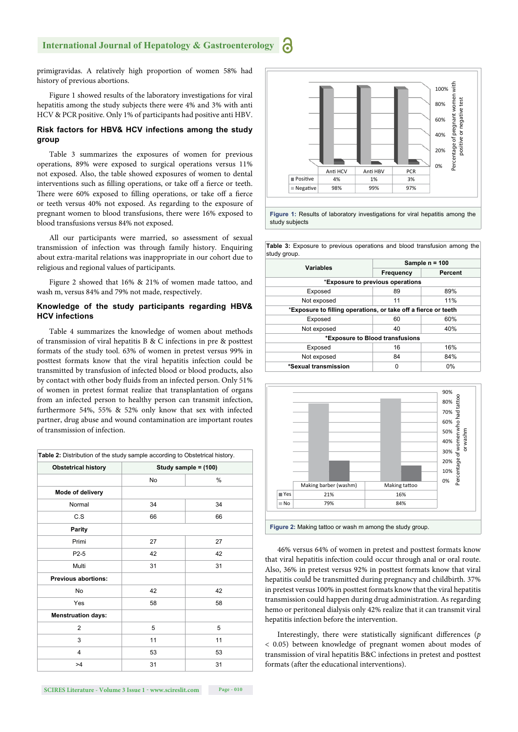primigravidas. A relatively high proportion of women 58% had history of previous abortions.

Figure 1 showed results of the laboratory investigations for viral hepatitis among the study subjects there were 4% and 3% with anti HCV & PCR positive. Only 1% of participants had positive anti HBV.

### Risk factors for HBV& HCV infections among the study group

Table 3 summarizes the exposures of women for previous operations, 89% were exposed to surgical operations versus 11% not exposed. Also, the table showed exposures of women to dental interventions such as filling operations, or take off a fierce or teeth. There were 60% exposed to filling operations, or take off a fierce or teeth versus 40% not exposed. As regarding to the exposure of pregnant women to blood transfusions, there were 16% exposed to blood transfusions versus 84% not exposed.

All our participants were married, so assessment of sexual transmission of infection was through family history. Enquiring about extra-marital relations was inappropriate in our cohort due to religious and regional values of participants.

Figure 2 showed that 16% & 21% of women made tattoo, and wash m, versus 84% and 79% not made, respectively.

### Knowledge of the study participants regarding HBV& HCV infections

Table 4 summarizes the knowledge of women about methods of transmission of viral hepatitis B & C infections in pre & posttest formats of the study tool. 63% of women in pretest versus 99% in posttest formats know that the viral hepatitis infection could be transmitted by transfusion of infected blood or blood products, also by contact with other body fluids from an infected person. Only 51% of women in pretest format realize that transplantation of organs from an infected person to healthy person can transmit infection, furthermore 54%, 55% & 52% only know that sex with infected partner, drug abuse and wound contamination are important routes of transmission of infection.

**Table 2:** Distribution of the study sample according to Obstetrical history.

| Obstetrical history | Study sample = (100) | |
|---|---|---|
| | No | % |
| **Mode of delivery** | | |
| Normal | 34 | 34 |
| C.S | 66 | 66 |
| **Parity** | | |
| Primi | 27 | 27 |
| P2-5 | 42 | 42 |
| Multi | 31 | 31 |
| **Previous abortions:** | | |
| No | 42 | 42 |
| Yes | 58 | 58 |
| **Menstruation days:** | | |
| 2 | 5 | 5 |
| 3 | 11 | 11 |
| 4 | 53 | 53 |
| >4 | 31 | 31 |

| | Anti HCV | Anti HBV | PCR |
|---|---|---|---|
| Positive | 4% | 1% | 3% |
| Negative | 98% | 99% | 97% |

**Figure 1:** Results of laboratory investigations for viral hepatitis among the study subjects

**Table 3:** Exposure to previous operations and blood transfusion among the study group.

| Variables | Sample n = 100 | |
|---|---|---|
| | Frequency | Percent |
| ***Exposure to previous operations** | | |
| Exposed | 89 | 89% |
| Not exposed | 11 | 11% |
| ***Exposure to filling operations, or take off a fierce or teeth** | | |
| Exposed | 60 | 60% |
| Not exposed | 40 | 40% |
| ***Exposure to Blood transfusions** | | |
| Exposed | 16 | 16% |
| Not exposed | 84 | 84% |
| ***Sexual transmission** | 0 | 0% |

| | Making barber (washm) | Making tattoo |
|---|---|---|
| Yes | 21% | 16% |
| No | 79% | 84% |

**Figure 2:** Making tattoo or wash m among the study group.

46% versus 64% of women in pretest and posttest formats know that viral hepatitis infection could occur through anal or oral route. Also, 36% in pretest versus 92% in posttest formats know that viral hepatitis could be transmitted during pregnancy and childbirth. 37% in pretest versus 100% in posttest formats know that the viral hepatitis transmission could happen during drug administration. As regarding hemo or peritoneal dialysis only 42% realize that it can transmit viral hepatitis infection before the intervention.

Interestingly, there were statistically significant differences ($p < 0.05$) between knowledge of pregnant women about modes of transmission of viral hepatitis B&C infections in pretest and posttest formats (after the educational interventions).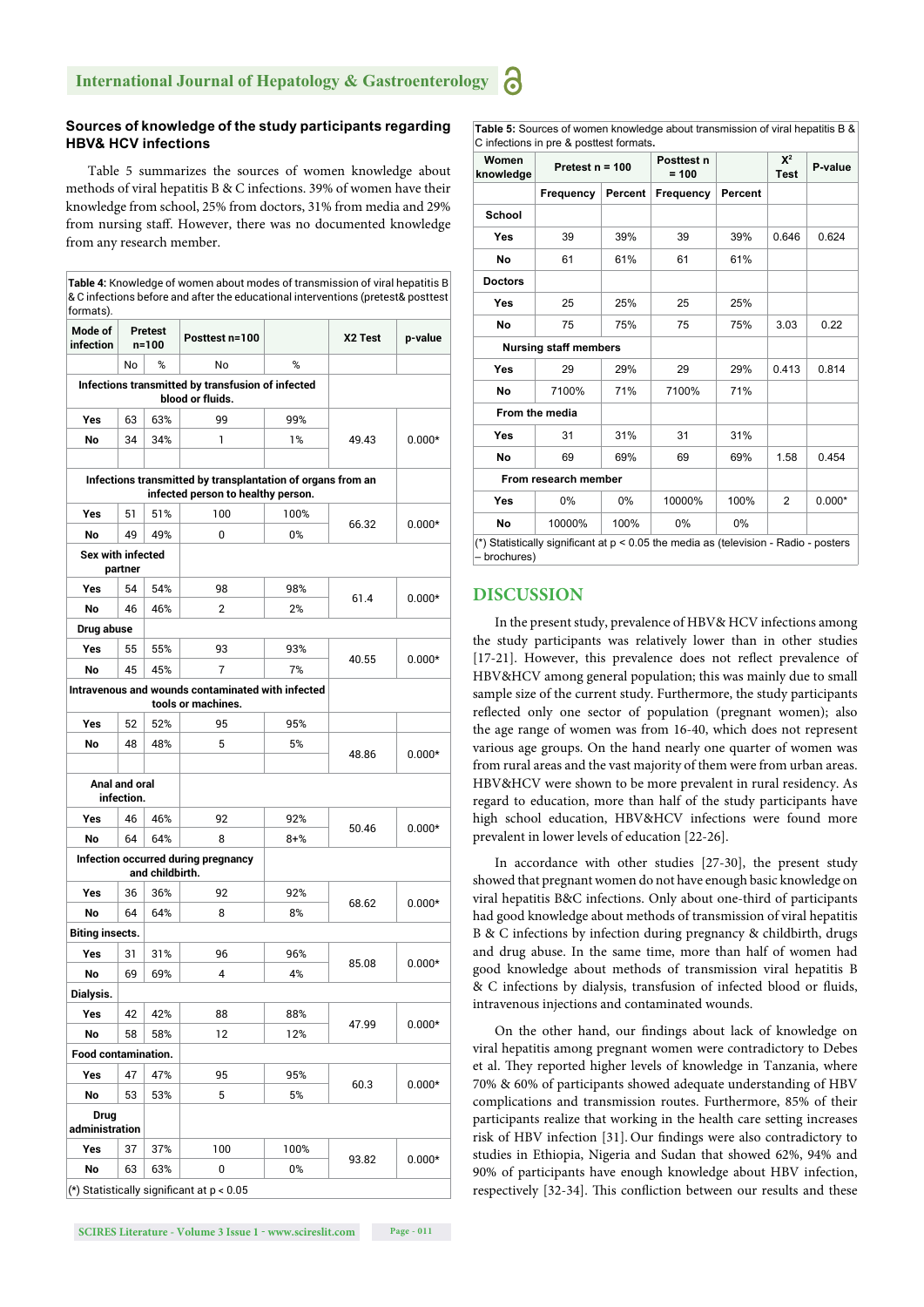### Sources of knowledge of the study participants regarding HBV& HCV infections

Table 5 summarizes the sources of women knowledge about methods of viral hepatitis B & C infections. 39% of women have their knowledge from school, 25% from doctors, 31% from media and 29% from nursing staff. However, there was no documented knowledge from any research member.

**Table 4:** Knowledge of women about modes of transmission of viral hepatitis B & C infections before and after the educational interventions (pretest& posttest formats).

| Mode of infection | Pretest n=100 | | Posttest n=100 | | X2 Test | p-value |
|---|---|---|---|---|---|---|
| | No | % | No | % | | |
| **Infections transmitted by transfusion of infected blood or fluids.** | | | | | | |
| **Yes** | 63 | 63% | 99 | 99% | 49.43 | 0.000* |
| **No** | 34 | 34% | 1 | 1% | | |
| **Infections transmitted by transplantation of organs from an infected person to healthy person.** | | | | | | |
| **Yes** | 51 | 51% | 100 | 100% | 66.32 | 0.000* |
| **No** | 49 | 49% | 0 | 0% | | |
| **Sex with infected partner** | | | | | | |
| **Yes** | 54 | 54% | 98 | 98% | 61.4 | 0.000* |
| **No** | 46 | 46% | 2 | 2% | | |
| **Drug abuse** | | | | | | |
| **Yes** | 55 | 55% | 93 | 93% | 40.55 | 0.000* |
| **No** | 45 | 45% | 7 | 7% | | |
| **Intravenous and wounds contaminated with infected tools or machines.** | | | | | | |
| **Yes** | 52 | 52% | 95 | 95% | 48.86 | 0.000* |
| **No** | 48 | 48% | 5 | 5% | | |
| **Anal and oral infection.** | | | | | | |
| **Yes** | 46 | 46% | 92 | 92% | 50.46 | 0.000* |
| **No** | 64 | 64% | 8 | 8+% | | |
| **Infection occurred during pregnancy and childbirth.** | | | | | | |
| **Yes** | 36 | 36% | 92 | 92% | 68.62 | 0.000* |
| **No** | 64 | 64% | 8 | 8% | | |
| **Biting insects.** | | | | | | |
| **Yes** | 31 | 31% | 96 | 96% | 85.08 | 0.000* |
| **No** | 69 | 69% | 4 | 4% | | |
| **Dialysis.** | | | | | | |
| **Yes** | 42 | 42% | 88 | 88% | 47.99 | 0.000* |
| **No** | 58 | 58% | 12 | 12% | | |
| **Food contamination.** | | | | | | |
| **Yes** | 47 | 47% | 95 | 95% | 60.3 | 0.000* |
| **No** | 53 | 53% | 5 | 5% | | |
| **Drug administration** | | | | | | |
| **Yes** | 37 | 37% | 100 | 100% | 93.82 | 0.000* |
| **No** | 63 | 63% | 0 | 0% | | |

(*) Statistically significant at $p < 0.05$

**Table 5:** Sources of women knowledge about transmission of viral hepatitis B & C infections in pre & posttest formats.

| Women knowledge | Pretest n = 100 | | Posttest n = 100 | | $X^2$ Test | P-value |
|---|---|---|---|---|---|---|
| | Frequency | Percent | Frequency | Percent | | |
| **School** | | | | | | |
| **Yes** | 39 | 39% | 39 | 39% | 0.646 | 0.624 |
| **No** | 61 | 61% | 61 | 61% | | |
| **Doctors** | | | | | | |
| **Yes** | 25 | 25% | 25 | 25% | | |
| **No** | 75 | 75% | 75 | 75% | 3.03 | 0.22 |
| **Nursing staff members** | | | | | | |
| **Yes** | 29 | 29% | 29 | 29% | 0.413 | 0.814 |
| **No** | 7100% | 71% | 7100% | 71% | | |
| **From the media** | | | | | | |
| **Yes** | 31 | 31% | 31 | 31% | | |
| **No** | 69 | 69% | 69 | 69% | 1.58 | 0.454 |
| **From research member** | | | | | | |
| **Yes** | 0% | 0% | 10000% | 100% | 2 | 0.000* |
| **No** | 10000% | 100% | 0% | 0% | | |

(*) Statistically significant at $p < 0.05$ the media as (television - Radio - posters – brochures)

## DISCUSSION

In the present study, prevalence of HBV& HCV infections among the study participants was relatively lower than in other studies [17-21]. However, this prevalence does not reflect prevalence of HBV&HCV among general population; this was mainly due to small sample size of the current study. Furthermore, the study participants reflected only one sector of population (pregnant women); also the age range of women was from 16-40, which does not represent various age groups. On the hand nearly one quarter of women was from rural areas and the vast majority of them were from urban areas. HBV&HCV were shown to be more prevalent in rural residency. As regard to education, more than half of the study participants have high school education, HBV&HCV infections were found more prevalent in lower levels of education [22-26].

In accordance with other studies [27-30], the present study showed that pregnant women do not have enough basic knowledge on viral hepatitis B&C infections. Only about one-third of participants had good knowledge about methods of transmission of viral hepatitis B & C infections by infection during pregnancy & childbirth, drugs and drug abuse. In the same time, more than half of women had good knowledge about methods of transmission viral hepatitis B & C infections by dialysis, transfusion of infected blood or fluids, intravenous injections and contaminated wounds.

On the other hand, our findings about lack of knowledge on viral hepatitis among pregnant women were contradictory to Debes et al. They reported higher levels of knowledge in Tanzania, where 70% & 60% of participants showed adequate understanding of HBV complications and transmission routes. Furthermore, 85% of their participants realize that working in the health care setting increases risk of HBV infection [31]. Our findings were also contradictory to studies in Ethiopia, Nigeria and Sudan that showed 62%, 94% and 90% of participants have enough knowledge about HBV infection, respectively [32-34]. This confliction between our results and these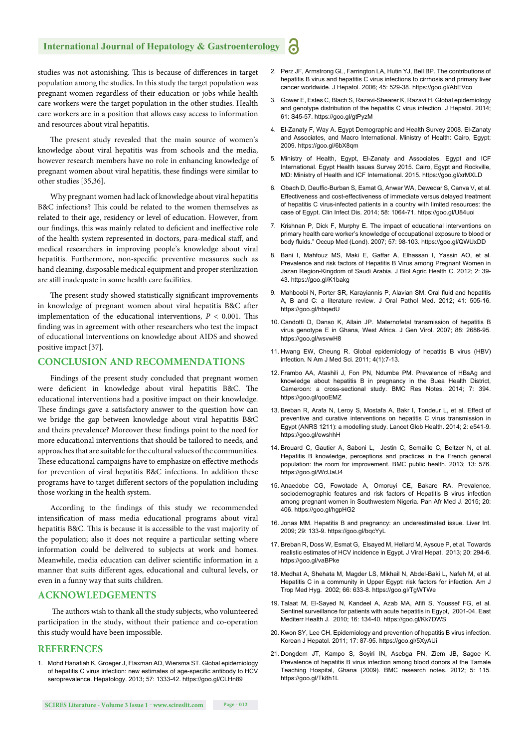studies was not astonishing. This is because of differences in target population among the studies. In this study the target population was pregnant women regardless of their education or jobs while health care workers were the target population in the other studies. Health care workers are in a position that allows easy access to information and resources about viral hepatitis.

The present study revealed that the main source of women's knowledge about viral hepatitis was from schools and the media, however research members have no role in enhancing knowledge of pregnant women about viral hepatitis, these findings were similar to other studies [35,36].

Why pregnant women had lack of knowledge about viral hepatitis B&C infections? This could be related to the women themselves as related to their age, residency or level of education. However, from our findings, this was mainly related to deficient and ineffective role of the health system represented in doctors, para-medical staff, and medical researchers in improving people's knowledge about viral hepatitis. Furthermore, non-specific preventive measures such as hand cleaning, disposable medical equipment and proper sterilization are still inadequate in some health care facilities.

The present study showed statistically significant improvements in knowledge of pregnant women about viral hepatitis B&C after implementation of the educational interventions, $P < 0.001$. This finding was in agreement with other researchers who test the impact of educational interventions on knowledge about AIDS and showed positive impact [37].

## CONCLUSION AND RECOMMENDATIONS

Findings of the present study concluded that pregnant women were deficient in knowledge about viral hepatitis B&C. The educational interventions had a positive impact on their knowledge. These findings gave a satisfactory answer to the question how can we bridge the gap between knowledge about viral hepatitis B&C and theirs prevalence? Moreover these findings point to the need for more educational interventions that should be tailored to needs, and approaches that are suitable for the cultural values of the communities. These educational campaigns have to emphasize on effective methods for prevention of viral hepatitis B&C infections. In addition these programs have to target different sectors of the population including those working in the health system.

According to the findings of this study we recommended intensification of mass media educational programs about viral hepatitis B&C. This is because it is accessible to the vast majority of the population; also it does not require a particular setting where information could be delivered to subjects at work and homes. Meanwhile, media education can deliver scientific information in a manner that suits different ages, educational and cultural levels, or even in a funny way that suits children.

## ACKNOWLEDGEMENTS

The authors wish to thank all the study subjects, who volunteered participation in the study, without their patience and co-operation this study would have been impossible.

## REFERENCES

1. Mohd Hanafiah K, Groeger J, Flaxman AD, Wiersma ST. Global epidemiology of hepatitis C virus infection: new estimates of age-specific antibody to HCV seroprevalence. Hepatology. 2013; 57: 1333-42. https://goo.gl/CLHn89
2. Perz JF, Armstrong GL, Farrington LA, Hutin YJ, Bell BP. The contributions of hepatitis B virus and hepatitis C virus infections to cirrhosis and primary liver cancer worldwide. J Hepatol. 2006; 45: 529-38. https://goo.gl/AbEVco
3. Gower E, Estes C, Blach S, Razavi-Shearer K, Razavi H. Global epidemiology and genotype distribution of the hepatitis C virus infection. J Hepatol. 2014; 61: S45-57. https://goo.gl/gtPyzM
4. El-Zanaty F, Way A. Egypt Demographic and Health Survey 2008. El-Zanaty and Associates, and Macro International. Ministry of Health: Cairo, Egypt; 2009. https://goo.gl/6bX8qm
5. Ministry of Health, Egypt, El-Zanaty and Associates, Egypt and ICF International. Egypt Health Issues Survey 2015. Cairo, Egypt and Rockville, MD: Ministry of Health and ICF International. 2015. https://goo.gl/xrMXLD
6. Obach D, Deuffic-Burban S, Esmat G, Anwar WA, Dewedar S, Canva V, et al. Effectiveness and cost-effectiveness of immediate versus delayed treatment of hepatitis C virus-infected patients in a country with limited resources: the case of Egypt. Clin Infect Dis. 2014; 58: 1064-71. https://goo.gl/U84uoi
7. Krishnan P, Dick F, Murphy E. The impact of educational interventions on primary health care worker's knowledge of occupational exposure to blood or body fluids." Occup Med (Lond). 2007; 57: 98-103. https://goo.gl/QWUxDD
8. Bani I, Mahfouz MS, Maki E, Gaffar A, Elhassan I, Yassin AO, et al. Prevalence and risk factors of Hepatitis B Virus among Pregnant Women in Jazan Region-Kingdom of Saudi Arabia. J Biol Agric Health C. 2012; 2: 39-43. https://goo.gl/K1bakg
9. Mahboobi N, Porter SR, Karayiannis P, Alavian SM. Oral fluid and hepatitis A, B and C: a literature review. J Oral Pathol Med. 2012; 41: 505-16. https://goo.gl/hbqedU
10. Candotti D, Danso K, Allain JP. Maternofetal transmission of hepatitis B virus genotype E in Ghana, West Africa. J Gen Virol. 2007; 88: 2686-95. https://goo.gl/wsvwH8
11. Hwang EW, Cheung R. Global epidemiology of hepatitis B virus (HBV) infection. N Am J Med Sci. 2011; 4(1):7-13.
12. Frambo AA, Atashili J, Fon PN, Ndumbe PM. Prevalence of HBsAg and knowledge about hepatitis B in pregnancy in the Buea Health District, Cameroon: a cross-sectional study. BMC Res Notes. 2014; 7: 394. https://goo.gl/qooEMZ
13. Breban R, Arafa N, Leroy S, Mostafa A, Bakr I, Tondeur L, et al. Effect of preventive and curative interventions on hepatitis C virus transmission in Egypt (ANRS 1211): a modelling study. Lancet Glob Health. 2014; 2: e541-9. https://goo.gl/ewshhH
14. Brouard C, Gautier A, Saboni L, Jestin C, Semaille C, Beltzer N, et al. Hepatitis B knowledge, perceptions and practices in the French general population: the room for improvement. BMC public health. 2013; 13: 576. https://goo.gl/WcUaU4
15. Anaedobe CG, Fowotade A, Omoruyi CE, Bakare RA. Prevalence, sociodemographic features and risk factors of Hepatitis B virus infection among pregnant women in Southwestern Nigeria. Pan Afr Med J. 2015; 20: 406. https://goo.gl/hgpHG2
16. Jonas MM. Hepatitis B and pregnancy: an underestimated issue. Liver Int. 2009; 29: 133-9. https://goo.gl/bqcYyL
17. Breban R, Doss W, Esmat G, Elsayed M, Hellard M, Ayscue P, et al. Towards realistic estimates of HCV incidence in Egypt. J Viral Hepat. 2013; 20: 294-6. https://goo.gl/vaBPke
18. Medhat A, Shehata M, Magder LS, Mikhail N, Abdel-Baki L, Nafeh M, et al. Hepatitis C in a community in Upper Egypt: risk factors for infection. Am J Trop Med Hyg. 2002; 66: 633-8. https://goo.gl/TgWTWe
19. Talaat M, El-Sayed N, Kandeel A, Azab MA, Afifi S, Youssef FG, et al. Sentinel surveillance for patients with acute hepatitis in Egypt, 2001-04. East Mediterr Health J. 2010; 16: 134-40. https://goo.gl/Kk7DWS
20. Kwon SY, Lee CH. Epidemiology and prevention of hepatitis B virus infection. Korean J Hepatol. 2011; 17: 87-95. https://goo.gl/5XyAUi
21. Dongdem JT, Kampo S, Soyiri IN, Asebga PN, Ziem JB, Sagoe K. Prevalence of hepatitis B virus infection among blood donors at the Tamale Teaching Hospital, Ghana (2009). BMC research notes. 2012; 5: 115. https://goo.gl/Tk8h1L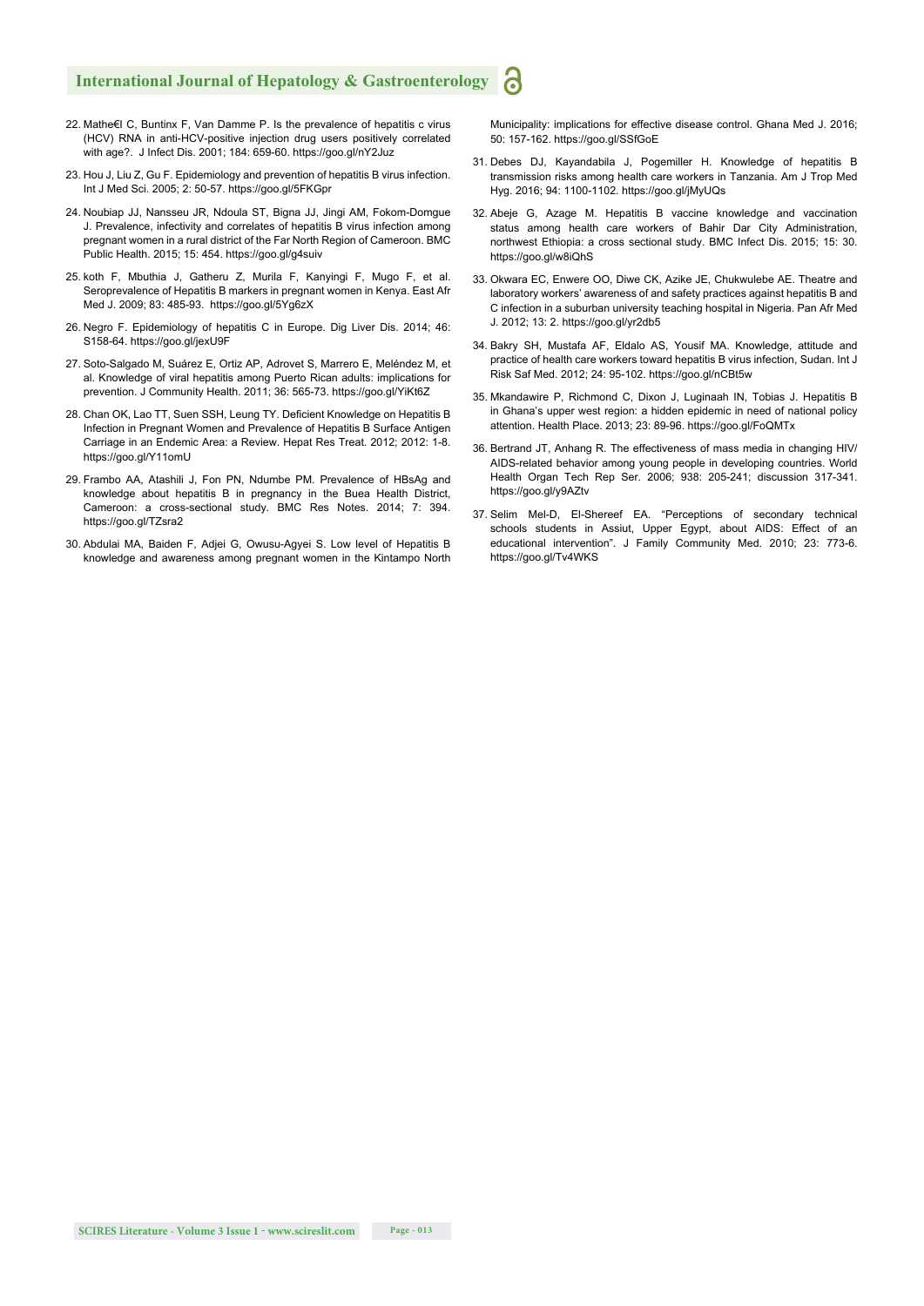22. Mathe€l C, Buntinx F, Van Damme P. Is the prevalence of hepatitis c virus (HCV) RNA in anti-HCV-positive injection drug users positively correlated with age?. J Infect Dis. 2001; 184: 659-60. https://goo.gl/nY2Juz

23. Hou J, Liu Z, Gu F. Epidemiology and prevention of hepatitis B virus infection. Int J Med Sci. 2005; 2: 50-57. https://goo.gl/5FKGpr

24. Noubiap JJ, Nansseu JR, Ndoula ST, Bigna JJ, Jingi AM, Fokom-Domgue J. Prevalence, infectivity and correlates of hepatitis B virus infection among pregnant women in a rural district of the Far North Region of Cameroon. BMC Public Health. 2015; 15: 454. https://goo.gl/g4suiv

25. koth F, Mbuthia J, Gatheru Z, Murila F, Kanyingi F, Mugo F, et al. Seroprevalence of Hepatitis B markers in pregnant women in Kenya. East Afr Med J. 2009; 83: 485-93. https://goo.gl/5Yg6zX

26. Negro F. Epidemiology of hepatitis C in Europe. Dig Liver Dis. 2014; 46: S158-64. https://goo.gl/jexU9F

27. Soto-Salgado M, Suárez E, Ortiz AP, Adrovet S, Marrero E, Meléndez M, et al. Knowledge of viral hepatitis among Puerto Rican adults: implications for prevention. J Community Health. 2011; 36: 565-73. https://goo.gl/YiKt6Z

28. Chan OK, Lao TT, Suen SSH, Leung TY. Deficient Knowledge on Hepatitis B Infection in Pregnant Women and Prevalence of Hepatitis B Surface Antigen Carriage in an Endemic Area: a Review. Hepat Res Treat. 2012; 2012: 1-8. https://goo.gl/Y11omU

29. Frambo AA, Atashili J, Fon PN, Ndumbe PM. Prevalence of HBsAg and knowledge about hepatitis B in pregnancy in the Buea Health District, Cameroon: a cross-sectional study. BMC Res Notes. 2014; 7: 394. https://goo.gl/TZsra2

30. Abdulai MA, Baiden F, Adjei G, Owusu-Agyei S. Low level of Hepatitis B knowledge and awareness among pregnant women in the Kintampo North Municipality: implications for effective disease control. Ghana Med J. 2016; 50: 157-162. https://goo.gl/SSfGoE

31. Debes DJ, Kayandabila J, Pogemiller H. Knowledge of hepatitis B transmission risks among health care workers in Tanzania. Am J Trop Med Hyg. 2016; 94: 1100-1102. https://goo.gl/jMyUQs

32. Abeje G, Azage M. Hepatitis B vaccine knowledge and vaccination status among health care workers of Bahir Dar City Administration, northwest Ethiopia: a cross sectional study. BMC Infect Dis. 2015; 15: 30. https://goo.gl/w8iQhS

33. Okwara EC, Enwere OO, Diwe CK, Azike JE, Chukwulebe AE. Theatre and laboratory workers' awareness of and safety practices against hepatitis B and C infection in a suburban university teaching hospital in Nigeria. Pan Afr Med J. 2012; 13: 2. https://goo.gl/yr2db5

34. Bakry SH, Mustafa AF, Eldalo AS, Yousif MA. Knowledge, attitude and practice of health care workers toward hepatitis B virus infection, Sudan. Int J Risk Saf Med. 2012; 24: 95-102. https://goo.gl/nCBt5w

35. Mkandawire P, Richmond C, Dixon J, Luginaah IN, Tobias J. Hepatitis B in Ghana's upper west region: a hidden epidemic in need of national policy attention. Health Place. 2013; 23: 89-96. https://goo.gl/FoQMTx

36. Bertrand JT, Anhang R. The effectiveness of mass media in changing HIV/AIDS-related behavior among young people in developing countries. World Health Organ Tech Rep Ser. 2006; 938: 205-241; discussion 317-341. https://goo.gl/y9AZtv

37. Selim Mel-D, El-Shereef EA. "Perceptions of secondary technical schools students in Assiut, Upper Egypt, about AIDS: Effect of an educational intervention". J Family Community Med. 2010; 23: 773-6. https://goo.gl/Tv4WKS